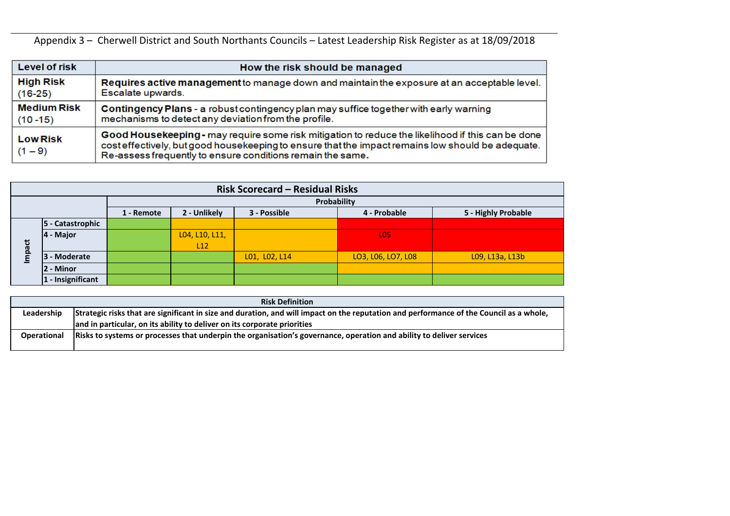Appendix 3 – Cherwell District and South Northants Councils – Latest Leadership Risk Register as at 18/09/2018

| Level of risk | How the risk should be managed |
|---|---|
| **High Risk** (16-25) | **Requires active management** to manage down and maintain the exposure at an acceptable level. Escalate upwards. |
| **Medium Risk** (10 -15) | **Contingency Plans** - a robust contingency plan may suffice together with early warning mechanisms to detect any deviation from the profile. |
| **Low Risk** (1 – 9) | **Good Housekeeping** - may require some risk mitigation to reduce the likelihood if this can be done cost effectively, but good housekeeping to ensure that the impact remains low should be adequate. Re-assess frequently to ensure conditions remain the same. |

**Risk Scorecard – Residual Risks**

| | | Probability | | | | |
|---|---|---|---|---|---|---|
| | | 1 - Remote | 2 - Unlikely | 3 - Possible | 4 - Probable | 5 - Highly Probable |
| Impact | 5 - Catastrophic | | | | | |
| | 4 - Major | | L04, L10, L11, L12 | | L05 | |
| | 3 - Moderate | | | L01, L02, L14 | LO3, L06, LO7, L08 | L09, L13a, L13b |
| | 2 - Minor | | | | | |
| | 1 - Insignificant | | | | | |

| Risk Definition | |
|---|---|
| Leadership | **Strategic risks that are significant in size and duration, and will impact on the reputation and performance of the Council as a whole, and in particular, on its ability to deliver on its corporate priorities** |
| Operational | **Risks to systems or processes that underpin the organisation's governance, operation and ability to deliver services** |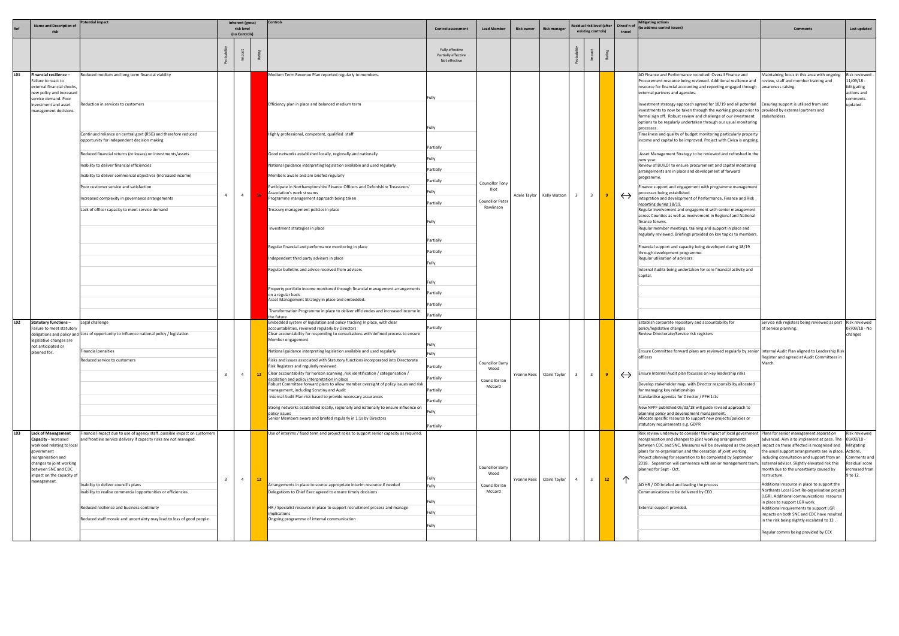| Ref | Name and Description of risk | Potential impact | Inherent (gross) risk level (no Controls) | | | Controls | Control assessment | Lead Member | Risk owner | Risk manager | Residual risk level (after existing controls) | | | Direct'n of travel | Mitigating actions (to address control issues) | Comments | Last updated |
|---|---|---|---|---|---|---|---|---|---|---|---|---|---|---|---|---|---|
| | | | Probability | Impact | Rating | | Fully effective Partially effective Not effective | | | | Probability | Impact | Rating | | | | |
| L01 | **Financial resilience** – Failure to react to external financial shocks, new policy and increased service demand. Poor investment and asset management decisions. | Reduced medium and long term financial viability | 4 | 4 | 16 | Medium Term Revenue Plan reported regularly to members. | Fully | Councillor Tony Illot<br>Councillor Peter Rawlinson | Adele Taylor | Kelly Watson | 3 | 3 | 9 | ↔ | AD Finance and Performance recruited. Overall Finance and Procurement resource being reviewed. Additional resilience and resource for financial accounting and reporting engaged through external partners and agencies. | Maintaining focus in this area with ongoing review, staff and member training and awareness raising. | Risk reviewed - 11/09/18 - Mitigating actions and comments updated. |
| | | Reduction in services to customers | | | | Efficiency plan in place and balanced medium term | Fully | | | | | | | | Investment strategy approach agreed for 18/19 and all potential investments to now be taken through the working groups prior to formal sign off. Robust review and challenge of our investment options to be regularly undertaken through our usual monitoring processes. | Ensuring support is utilised from and provided by external partners and stakeholders. | |
| | | Continued reliance on central govt (RSG) and therefore reduced opportunity for independent decision making | | | | Highly professional, competent, qualified staff | Partially | | | | | | | | Timeliness and quality of budget monitoring particularly property income and capital to be improved. Project with Civica is ongoing. | | |
| | | Reduced financial returns (or losses) on investments/assets | | | | Good networks established locally, regionally and nationally | Fully | | | | | | | | Asset Management Strategy to be reviewed and refreshed in the new year. | | |
| | | Inability to deliver financial efficiencies | | | | National guidance interpreting legislation available and used regularly | Partially | | | | | | | | Review of BUILD! to ensure procurement and capital monitoring arrangements are in place and development of forward programme. | | |
| | | Inability to deliver commercial objectives (increased income) | | | | Members aware and are briefed regularly | Partially | | | | | | | | | | |
| | | Poor customer service and satisfaction | | | | Participate in Northamptonshire Finance Officers and Oxfordshire Treasurers' Association's work streams | Fully | | | | | | | | Finance support and engagement with programme management processes being established. | | |
| | | Increased complexity in governance arrangements | | | | Programme management approach being taken | Partially | | | | | | | | Integration and development of Performance, Finance and Risk reporting during 18/19. | | |
| | | Lack of officer capacity to meet service demand | | | | Treasury management policies in place | Fully | | | | | | | | Regular involvement and engagement with senior management across Counties as well as involvement in Regional and National finance forums. | | |
| | | | | | | Investment strategies in place | Partially | | | | | | | | Regular member meetings, training and support in place and regularly reviewed. Briefings provided on key topics to members. | | |
| | | | | | | Regular financial and performance monitoring in place | Partially | | | | | | | | Financial support and capacity being developed during 18/19 through development programme. | | |
| | | | | | | Independent third party advisers in place | Fully | | | | | | | | Regular utilisation of advisors. | | |
| | | | | | | Regular bulletins and advice received from advisers | Fully | | | | | | | | Internal Audits being undertaken for core financial activity and capital. | | |
| | | | | | | Property portfolio income monitored through financial management arrangements on a regular basis | Partially | | | | | | | | | | |
| | | | | | | Asset Management Strategy in place and embedded. | Partially | | | | | | | | | | |
| | | | | | | Transformation Programme in place to deliver efficiencies and increased income in the future | Partially | | | | | | | | | | |
| L02 | **Statutory functions** – Failure to meet statutory obligations and policy and legislative changes are not anticipated or planned for. | Legal challenge | 3 | 4 | 12 | Embedded system of legislation and policy tracking In place, with clear accountabilities, reviewed regularly by Directors | Partially | Councillor Barry Wood<br>Councillor Ian McCord | Yvonne Rees | Claire Taylor | 3 | 3 | 9 | ↔ | Establish corporate repository and accountability for policy/legislative changes | Service risk registers being reviewed as part of service planning. | Risk reviewed 07/09/18 - No changes |
| | | Loss of opportunity to influence national policy / legislation | | | | Clear accountability for responding to consultations with defined process to ensure Member engagement | Fully | | | | | | | | Review Directorate/Service risk registers | | |
| | | Financial penalties | | | | National guidance interpreting legislation available and used regularly | Fully | | | | | | | | Ensure Committee forward plans are reviewed regularly by senior officers | Internal Audit Plan aligned to Leadership Risk Register and agreed at Audit Committees in March. | |
| | | Reduced service to customers | | | | Risks and issues associated with Statutory functions incorporated into Directorate Risk Registers and regularly reviewed | Partially | | | | | | | | | | |
| | | | | | | Clear accountability for horizon scanning, risk identification / categorisation / escalation and policy interpretation in place | Partially | | | | | | | | Ensure Internal Audit plan focusses on key leadership risks | | |
| | | | | | | Robust Committee forward plans to allow member oversight of policy issues and risk management, including Scrutiny and Audit | Partially | | | | | | | | Develop stakeholder map, with Director responsibility allocated for managing key relationships | | |
| | | | | | | Internal Audit Plan risk based to provide necessary assurances | Partially | | | | | | | | Standardise agendas for Director / PFH 1:1s | | |
| | | | | | | Strong networks established locally, regionally and nationally to ensure influence on policy issues | Fully | | | | | | | | New NPPF published 05/03/18 will guide revised approach to planning policy and development management. | | |
| | | | | | | Senior Members aware and briefed regularly in 1:1s by Directors | Partially | | | | | | | | Allocate specific resource to support new projects/policies or statutory requirements e.g. GDPR | | |
| L03 | **Lack of Management Capacity** - Increased workload relating to local government reorganisation and changes to joint working between SNC and CDC impact on the capacity of management. | Financial impact due to use of agency staff, possible impact on customers and frontline service delivery if capacity risks are not managed. | 3 | 4 | 12 | Use of interims / fixed term and project roles to support senior capacity as required. | Fully | Councillor Barry Wood<br>Councillor Ian McCord | Yvonne Rees | Claire Taylor | 4 | 3 | 12 | ↑ | Risk review underway to consider the impact of local government reorganisation and changes to joint working arrangements between CDC and SNC. Measures will be developed as the project plans for re-organisation and the cessation of joint working. Project planning for separation to be completed by September 2018. Separation will commence with senior management team, planned for Sept - Oct. | Plans for senior management separation advanced. Aim is to implement at pace. The impact on those affected is recognised and the usual support arrangements are in place, including consultation and support from an external advisor. Slightly elevated risk this month due to the uncertainty caused by restructure. | Risk reviewed 09/09/18 - Mitigating Actions, Comments and Residual score increased from 9 to 12. |
| | | Inability to deliver council's plans | | | | Arrangements in place to source appropriate interim resource if needed | Fully | | | | | | | | AD HR / OD briefed and leading the process | Additional resource in place to support the Northants Local Govt Re-organisation project (LGR). Additional communications resource in place to support LGR work. | |
| | | Inability to realise commercial opportunities or efficiencies | | | | Delegations to Chief Exec agreed to ensure timely decisions | Fully | | | | | | | | Communications to be delivered by CEO | | |
| | | Reduced resilience and business continuity | | | | HR / Specialist resource in place to support recruitment process and manage implications | Fully | | | | | | | | External support provided. | Additional requirements to support LGR impacts on both SNC and CDC have resulted in the risk being slightly escalated to 12 . | |
| | | Reduced staff morale and uncertainty may lead to loss of good people | | | | Ongoing programme of internal communication | Fully | | | | | | | | | Regular comms being provided by CEX | |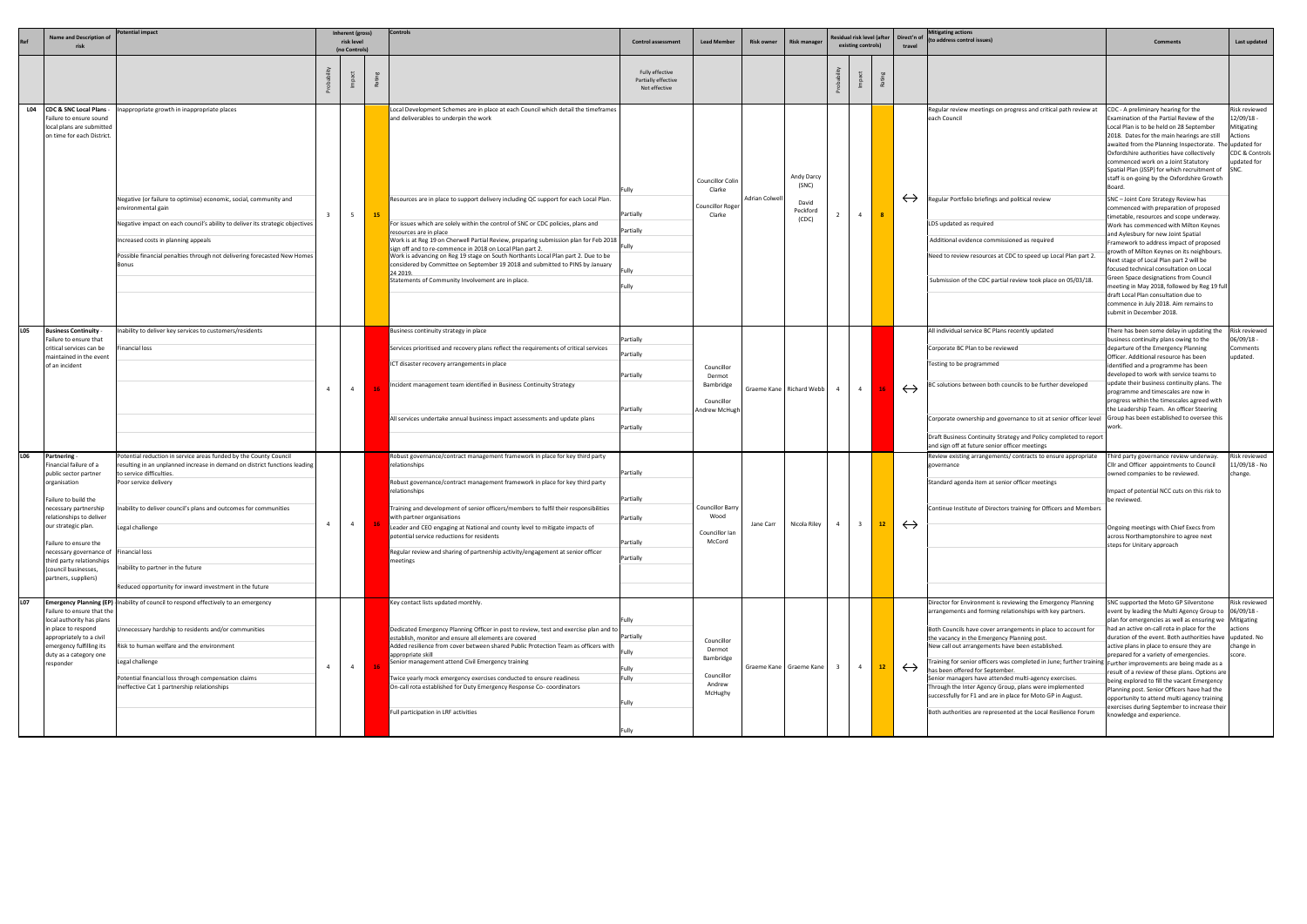| Ref | Name and Description of risk | Potential impact | Inherent (gross) risk level (no Controls) | | | Controls | Control assessment | Lead Member | Risk owner | Risk manager | Residual risk level (after existing controls) | | | Direct'n of travel | Mitigating actions (to address control issues) | Comments | Last updated |
|---|---|---|---|---|---|---|---|---|---|---|---|---|---|---|---|---|---|
| | | | Probability | Impact | Rating | | Fully effective Partially effective Not effective | | | | Probability | Impact | Rating | | | | |
| L04 | **CDC & SNC Local Plans** - Failure to ensure sound local plans are submitted on time for each District. | Inappropriate growth in inappropriate places<br><br>Negative (or failure to optimise) economic, social, community and environmental gain<br><br>Negative impact on each council's ability to deliver its strategic objectives<br><br>Increased costs in planning appeals<br><br>Possible financial penalties through not delivering forecasted New Homes Bonus | 3 | 5 | 15 | Local Development Schemes are in place at each Council which detail the timeframes and deliverables to underpin the work<br><br>Resources are in place to support delivery including QC support for each Local Plan.<br><br>For issues which are solely within the control of SNC or CDC policies, plans and resources are in place<br><br>Work is at Reg 19 on Cherwell Partial Review, preparing submission plan for Feb 2018 sign off and to re-commence in 2018 on Local Plan part 2.<br><br>Work is advancing on Reg 19 stage on South Northants Local Plan part 2. Due to be considered by Committee on September 19 2018 and submitted to PINS by January 24 2019.<br><br>Statements of Community Involvement are in place. | Fully<br><br>Partially<br><br>Partially<br><br>Fully<br><br>Fully<br><br>Fully | Councillor Colin Clarke<br><br>Councillor Roger Clarke | Adrian Colwell | Andy Darcy (SNC)<br><br>David Peckford (CDC) | 2 | 4 | 8 | ↔ | Regular review meetings on progress and critical path review at each Council<br><br>Regular Portfolio briefings and political review<br><br>LDS updated as required<br><br>Additional evidence commissioned as required<br><br>Need to review resources at CDC to speed up Local Plan part 2.<br><br>Submission of the CDC partial review took place on 05/03/18. | CDC - A preliminary hearing for the Examination of the Partial Review of the Local Plan is to be held on 28 September 2018. Dates for the main hearings are still awaited from the Planning Inspectorate. The Oxfordshire authorities have collectively commenced work on a Joint Statutory Spatial Plan (JSSP) for which recruitment of staff is on-going by the Oxfordshire Growth Board.<br><br>SNC – Joint Core Strategy Review has commenced with preparation of proposed timetable, resources and scope underway. Work has commenced with Milton Keynes and Aylesbury for new Joint Spatial Framework to address impact of proposed growth of Milton Keynes on its neighbours. Next stage of Local Plan part 2 will be focused technical consultation on Local Green Space designations from Council meeting in May 2018, followed by Reg 19 full draft Local Plan consultation due to commence in July 2018. Aim remains to submit in December 2018. | Risk reviewed 12/09/18 - Mitigating Actions updated for CDC & Controls updated for SNC. |
| L05 | **Business Continuity** - Failure to ensure that critical services can be maintained in the event of an incident | Inability to deliver key services to customers/residents<br><br>Financial loss | 4 | 4 | 16 | Business continuity strategy in place<br><br>Services prioritised and recovery plans reflect the requirements of critical services<br><br>ICT disaster recovery arrangements in place<br><br>Incident management team identified in Business Continuity Strategy<br><br>All services undertake annual business impact assessments and update plans | Partially<br><br>Partially<br><br>Partially<br><br>Partially<br><br>Partially | Councillor Dermot Bambridge<br><br>Councillor Andrew McHugh | Graeme Kane | Richard Webb | 4 | 4 | 16 | ↔ | All individual service BC Plans recently updated<br><br>Corporate BC Plan to be reviewed<br><br>Testing to be programmed<br><br>BC solutions between both councils to be further developed<br><br>Corporate ownership and governance to sit at senior officer level<br><br>Draft Business Continuity Strategy and Policy completed to report and sign off at future senior officer meetings | There has been some delay in updating the business continuity plans owing to the departure of the Emergency Planning Officer. Additional resource has been identified and a programme has been developed to work with service teams to update their business continuity plans. The programme and timescales are now in progress within the timescales agreed with the Leadership Team. An officer Steering Group has been established to oversee this work. | Risk reviewed 06/09/18 - Comments updated. |
| L06 | **Partnering** - Financial failure of a public sector partner organisation<br><br>Failure to build the necessary partnership relationships to deliver our strategic plan.<br><br>Failure to ensure the necessary governance of third party relationships (council businesses, partners, suppliers) | Potential reduction in service areas funded by the County Council resulting in an unplanned increase in demand on district functions leading to service difficulties.<br><br>Poor service delivery<br><br>Inability to deliver council's plans and outcomes for communities<br><br>Legal challenge<br><br>Financial loss<br><br>Inability to partner in the future<br><br>Reduced opportunity for inward investment in the future | 4 | 4 | 16 | Robust governance/contract management framework in place for key third party relationships<br><br>Robust governance/contract management framework in place for key third party relationships<br><br>Training and development of senior officers/members to fulfil their responsibilities with partner organisations<br><br>Leader and CEO engaging at National and county level to mitigate impacts of potential service reductions for residents<br><br>Regular review and sharing of partnership activity/engagement at senior officer meetings | Partially<br><br>Partially<br><br>Partially<br><br>Partially<br><br>Partially | Councillor Barry Wood<br><br>Councillor Ian McCord | Jane Carr | Nicola Riley | 4 | 3 | 12 | ↔ | Review existing arrangements/ contracts to ensure appropriate governance<br><br>Standard agenda item at senior officer meetings<br><br>Continue Institute of Directors training for Officers and Members | Third party governance review underway. Cllr and Officer appointments to Council owned companies to be reviewed.<br><br>Impact of potential NCC cuts on this risk to be reviewed.<br><br>Ongoing meetings with Chief Execs from across Northamptonshire to agree next steps for Unitary approach | Risk reviewed 11/09/18 - No change. |
| L07 | **Emergency Planning (EP)** - Failure to ensure that the local authority has plans in place to respond appropriately to a civil emergency fulfilling its duty as a category one responder | Inability of council to respond effectively to an emergency<br><br>Unnecessary hardship to residents and/or communities<br><br>Risk to human welfare and the environment<br><br>Legal challenge<br><br>Potential financial loss through compensation claims<br><br>Ineffective Cat 1 partnership relationships | 4 | 4 | 16 | Key contact lists updated monthly.<br><br>Dedicated Emergency Planning Officer in post to review, test and exercise plan and to establish, monitor and ensure all elements are covered<br><br>Added resilience from cover between shared Public Protection Team as officers with appropriate skill<br><br>Senior management attend Civil Emergency training<br><br>Twice yearly mock emergency exercises conducted to ensure readiness<br><br>On-call rota established for Duty Emergency Response Co- coordinators<br><br>Full participation in LRF activities | Fully<br><br>Partially<br><br>Fully<br><br>Fully<br><br>Fully<br><br>Fully<br><br>Fully | Councillor Dermot Bambridge<br><br>Councillor Andrew McHughy | Graeme Kane | Graeme Kane | 3 | 4 | 12 | ↔ | Director for Environment is reviewing the Emergency Planning arrangements and forming relationships with key partners.<br><br>Both Councils have cover arrangements in place to account for the vacancy in the Emergency Planning post.<br><br>New call out arrangements have been established.<br><br>Training for senior officers was completed in June; further training has been offered for September.<br><br>Senior managers have attended multi-agency exercises.<br><br>Through the Inter Agency Group, plans were implemented successfully for F1 and are in place for Moto GP in August.<br><br>Both authorities are represented at the Local Resilience Forum | SNC supported the Moto GP Silverstone event by leading the Multi Agency Group to plan for emergencies as well as ensuring we had an active on-call rota in place for the duration of the event. Both authorities have active plans in place to ensure they are prepared for a variety of emergencies. Further improvements are being made as a result of a review of these plans. Options are being explored to fill the vacant Emergency Planning post. Senior Officers have had the opportunity to attend multi agency training exercises during September to increase their knowledge and experience. | Risk reviewed 06/09/18 - Mitigating actions updated. No change in score. |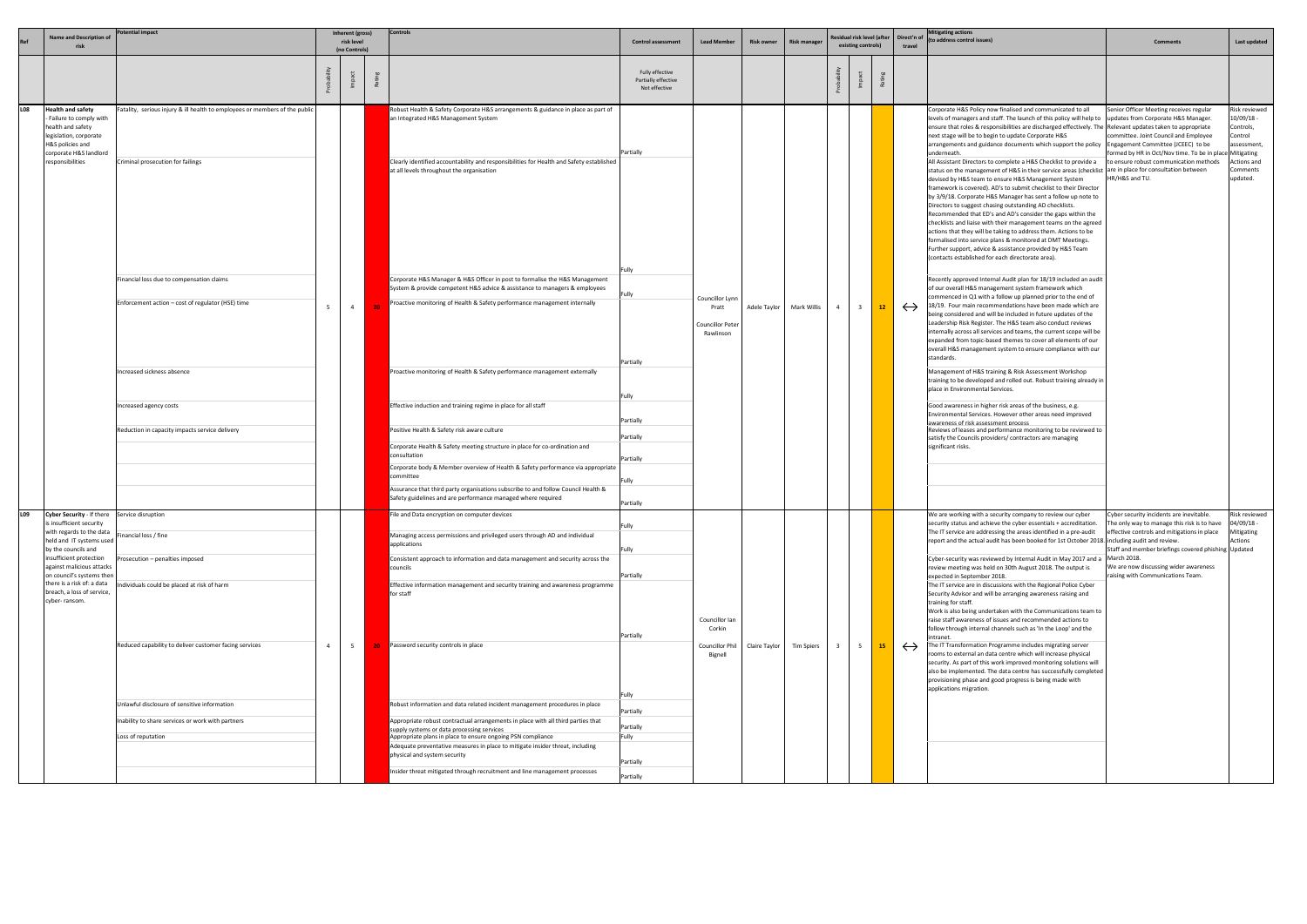| Ref | Name and Description of risk | Potential impact | Inherent (gross) risk level (no Controls) | | | Controls | Control assessment | Lead Member | Risk owner | Risk manager | Residual risk level (after existing controls) | | | Direct'n of travel | Mitigating actions (to address control issues) | Comments | Last updated |
|---|---|---|---|---|---|---|---|---|---|---|---|---|---|---|---|---|---|
| | | | Probability | Impact | Rating | | Fully effective Partially effective Not effective | | | | Probability | Impact | Rating | | | | |
| L08 | **Health and safety** - Failure to comply with health and safety legislation, corporate H&S policies and corporate H&S landlord responsibilities | Fatality, serious injury & ill health to employees or members of the public | 5 | 4 | 20 | Robust Health & Safety Corporate H&S arrangements & guidance in place as part of an Integrated H&S Management System | Partially | Councillor Lynn Pratt<br>Councillor Peter Rawlinson | Adele Taylor | Mark Willis | 4 | 3 | 12 | ↔ | Corporate H&S Policy now finalised and communicated to all levels of managers and staff. The launch of this policy will help to ensure that roles & responsibilities are discharged effectively. The next stage will be to begin to update Corporate H&S arrangements and guidance documents which support the policy underneath.<br>All Assistant Directors to complete a H&S Checklist to provide a status on the management of H&S in their service areas (checklist devised by H&S team to ensure H&S Management System framework is covered). AD's to submit checklist to their Director by 3/9/18. Corporate H&S Manager has sent a follow up note to Directors to suggest chasing outstanding AD checklists. Recommended that ED's and AD's consider the gaps within the checklists and liaise with their management teams on the agreed actions that they will be taking to address them. Actions to be formalised into service plans & monitored at DMT Meetings. Further support, advice & assistance provided by H&S Team (contacts established for each directorate area).<br>Recently approved Internal Audit plan for 18/19 included an audit of our overall H&S management system framework which commenced in Q1 with a follow up planned prior to the end of 18/19. Four main recommendations have been made which are being considered and will be included in future updates of the Leadership Risk Register. The H&S team also conduct reviews internally across all services and teams, the current scope will be expanded from topic-based themes to cover all elements of our overall H&S management system to ensure compliance with our standards.<br>Management of H&S training & Risk Assessment Workshop training to be developed and rolled out. Robust training already in place in Environmental Services.<br>Good awareness in higher risk areas of the business, e.g. Environmental Services. However other areas need improved awareness of risk assessment process<br>Reviews of leases and performance monitoring to be reviewed to satisfy the Councils providers/ contractors are managing significant risks. | Senior Officer Meeting receives regular updates from Corporate H&S Manager. Relevant updates taken to appropriate committee. Joint Council and Employee Engagement Committee (JCEEC) to be formed by HR in Oct/Nov time. To be in place to ensure robust communication methods are in place for consultation between HR/H&S and TU. | Risk reviewed 10/09/18 - Controls, Control assessment, Mitigating Actions and Comments updated. |
| | | Criminal prosecution for failings | | | | Clearly identified accountability and responsibilities for Health and Safety established at all levels throughout the organisation | Fully | | | | | | | | | | |
| | | Financial loss due to compensation claims | | | | Corporate H&S Manager & H&S Officer in post to formalise the H&S Management System & provide competent H&S advice & assistance to managers & employees | Fully | | | | | | | | | | |
| | | Enforcement action – cost of regulator (HSE) time | | | | Proactive monitoring of Health & Safety performance management internally | Partially | | | | | | | | | | |
| | | Increased sickness absence | | | | Proactive monitoring of Health & Safety performance management externally | Fully | | | | | | | | | | |
| | | Increased agency costs | | | | Effective induction and training regime in place for all staff | Partially | | | | | | | | | | |
| | | Reduction in capacity impacts service delivery | | | | Positive Health & Safety risk aware culture | Partially | | | | | | | | | | |
| | | | | | | Corporate Health & Safety meeting structure in place for co-ordination and consultation | Partially | | | | | | | | | | |
| | | | | | | Corporate body & Member overview of Health & Safety performance via appropriate committee | Fully | | | | | | | | | | |
| | | | | | | Assurance that third party organisations subscribe to and follow Council Health & Safety guidelines and are performance managed where required | Partially | | | | | | | | | | |
| L09 | **Cyber Security** - If there is insufficient security with regards to the data held and IT systems used by the councils and insufficient protection against malicious attacks on council's systems then there is a risk of: a data breach, a loss of service, cyber- ransom. | Service disruption | 4 | 5 | 20 | File and Data encryption on computer devices | Fully | Councillor Ian Corkin<br>Councillor Phil Bignell | Claire Taylor | Tim Spiers | 3 | 5 | 15 | ↔ | We are working with a security company to review our cyber security status and achieve the cyber essentials + accreditation. The IT service are addressing the areas identified in a pre-audit report and the actual audit has been booked for 1st October 2018.<br>Cyber-security was reviewed by Internal Audit in May 2017 and a review meeting was held on 30th August 2018. The output is expected in September 2018.<br>The IT service are in discussions with the Regional Police Cyber Security Advisor and will be arranging awareness raising and training for staff.<br>Work is also being undertaken with the Communications team to raise staff awareness of issues and recommended actions to follow through internal channels such as 'In the Loop' and the intranet.<br>The IT Transformation Programme includes migrating server rooms to external an data centre which will increase physical security. As part of this work improved monitoring solutions will also be implemented. The data centre has successfully completed provisioning phase and good progress is being made with applications migration. | Cyber security incidents are inevitable. The only way to manage this risk is to have effective controls and mitigations in place including audit and review.<br>Staff and member briefings covered phishing March 2018.<br>We are now discussing wider awareness raising with Communications Team. | Risk reviewed 04/09/18 - Mitigating Actions Updated |
| | | Financial loss / fine | | | | Managing access permissions and privileged users through AD and individual applications | Fully | | | | | | | | | | |
| | | Prosecution – penalties imposed | | | | Consistent approach to information and data management and security across the councils | Partially | | | | | | | | | | |
| | | Individuals could be placed at risk of harm | | | | Effective information management and security training and awareness programme for staff | Partially | | | | | | | | | | |
| | | Reduced capability to deliver customer facing services | | | | Password security controls in place | Fully | | | | | | | | | | |
| | | Unlawful disclosure of sensitive information | | | | Robust information and data related incident management procedures in place | Partially | | | | | | | | | | |
| | | Inability to share services or work with partners | | | | Appropriate robust contractual arrangements in place with all third parties that supply systems or data processing services | Partially | | | | | | | | | | |
| | | Loss of reputation | | | | Appropriate plans in place to ensure ongoing PSN compliance | Fully | | | | | | | | | | |
| | | | | | | Adequate preventative measures in place to mitigate insider threat, including physical and system security | Partially | | | | | | | | | | |
| | | | | | | Insider threat mitigated through recruitment and line management processes | Partially | | | | | | | | | | |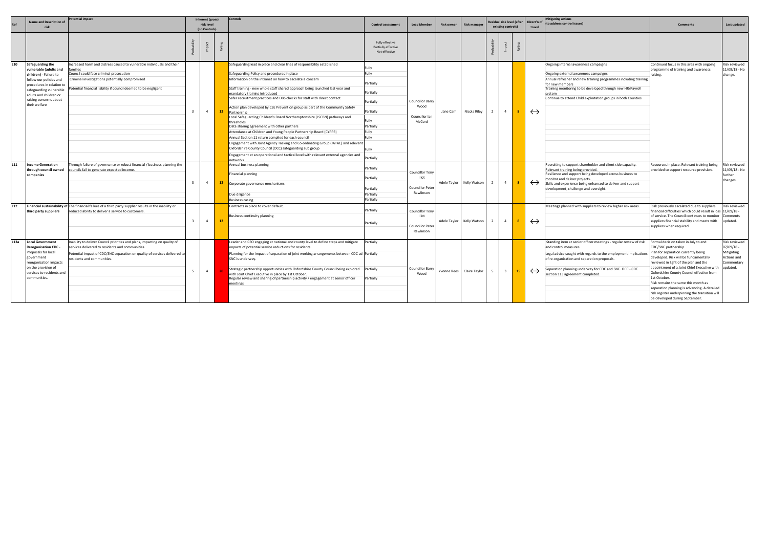| Ref | Name and Description of risk | Potential impact | Inherent (gross) risk level (no Controls) | | | Controls | Control assessment | Lead Member | Risk owner | Risk manager | Residual risk level (after existing controls) | | | Direct'n of travel | Mitigating actions (to address control issues) | Comments | Last updated |
|---|---|---|---|---|---|---|---|---|---|---|---|---|---|---|---|---|---|
| | | | Probability | Impact | Rating | | Fully effective Partially effective Not effective | | | | Probability | Impact | Rating | | | | |
| L10 | **Safeguarding the vulnerable (adults and children)** - Failure to follow our policies and procedures in relation to safeguarding vulnerable adults and children or raising concerns about their welfare | Increased harm and distress caused to vulnerable individuals and their families<br>Council could face criminal prosecution<br>Criminal investigations potentially compromised<br>Potential financial liability if council deemed to be negligent | 3 | 4 | 12 | Safeguarding lead in place and clear lines of responsibility established<br>Safeguarding Policy and procedures in place<br>Information on the intranet on how to escalate a concern<br>Staff training - new whole staff shared approach being launched last year and mandatory training introduced<br>Safer recruitment practices and DBS checks for staff with direct contact<br>Action plan developed by CSE Prevention group as part of the Community Safety Partnership<br>Local Safeguarding Children's Board Northamptonshire (LSCBN) pathways and thresholds<br>Data sharing agreement with other partners<br>Attendance at Children and Young People Partnership Board (CYPPB)<br>Annual Section 11 return complied for each council<br>Engagement with Joint Agency Tasking and Co-ordinating Group (JATAC) and relevant Oxfordshire County Council (OCC) safeguarding sub group<br>Engagement at an operational and tactical level with relevant external agencies and networks | Fully<br>Fully<br>Partially<br>Partially<br>Partially<br>Partially<br>Fully<br>Partially<br>Fully<br>Fully<br>Fully<br>Partially | Councillor Barry Wood<br>Councillor Ian McCord | Jane Carr | Nicola Riley | 2 | 4 | 8 | ↔ | Ongoing internal awareness campaigns<br>Ongoing external awareness campaigns<br>Annual refresher and new training programmes including training for new members<br>Training monitoring to be developed through new HR/Payroll system<br>Continue to attend Child exploitation groups in both Counties | Continued focus in this area with ongoing programme of training and awareness raising. | Risk reviewed 11/09/18 - No change. |
| L11 | **Income Generation through council owned companies** | Through failure of governance or robust financial / business planning the councils fail to generate expected income. | 3 | 4 | 12 | Annual business planning<br>Financial planning<br>Corporate governance mechanisms<br>Due diligence<br>Business casing | Partially<br>Partially<br>Partially<br>Partially<br>Partially | Councillor Tony Illot<br>Councillor Peter Rawlinson | Adele Taylor | Kelly Watson | 2 | 4 | 8 | ↔ | Recruiting to support shareholder and client side capacity. Relevant training being provided.<br>Resilience and support being developed across business to monitor and deliver projects.<br>Skills and experience being enhanced to deliver and support development, challenge and oversight. | Resources in place. Relevant training being provided to support resource provision. | Risk reviewed 11/09/18 - No further changes. |
| L12 | **Financial sustainability of third party suppliers** | The financial failure of a third party supplier results in the inability or reduced ability to deliver a service to customers. | 3 | 4 | 12 | Contracts in place to cover default.<br>Business continuity planning | Partially<br>Partially | Councillor Tony Illot<br>Councillor Peter Rawlinson | Adele Taylor | Kelly Watson | 2 | 4 | 8 | ↔ | Meetings planned with suppliers to review higher risk areas. | Risk previously escalated due to suppliers financial difficulties which could result in loss of service. The Council continues to monitor suppliers financial stability and meets with suppliers when required. | Risk reviewed 11/09/18 - Comments updated. |
| L13a | **Local Government Reorganisation CDC** - Proposals for local government reorganisation impacts on the provision of services to residents and communities. | Inability to deliver Council priorities and plans, impacting on quality of services delivered to residents and communities.<br>Potential impact of CDC/SNC separation on quality of services delivered to residents and communities. | 5 | 4 | 20 | Leader and CEO engaging at national and county level to define steps and mitigate impacts of potential service reductions for residents.<br>Planning for the impact of separation of joint working arrangements between CDC ad SNC is underway.<br>Strategic partnership opportunities with Oxfordshire County Council being explored with Joint Chief Executive in place by 1st October.<br>Regular review and sharing of partnership activity / engagement at senior officer meetings | Partially<br>Partially<br>Partially<br>Partially | Councillor Barry Wood | Yvonne Rees | Claire Taylor | 5 | 3 | 15 | ↔ | Standing item at senior officer meetings - regular review of risk and control measures.<br>Legal advice sought with regards to the employment implications of re-organisation and separation proposals.<br>Separation planning underway for CDC and SNC. OCC - CDC section 113 agreement completed. | Formal decision taken in July to end CDC/SNC partnership.<br>Plan for separation currently being developed. Risk will be fundamentally reviewed in light of the plan and the appointment of a Joint Chief Executive with Oxfordshire County Council effective from 1st October.<br>Risk remains the same this month as separation planning is advancing. A detailed risk register underpinning the transition will be developed during September. | Risk reviewed 07/09/18 - Mitigating Actions and Commentary updated. |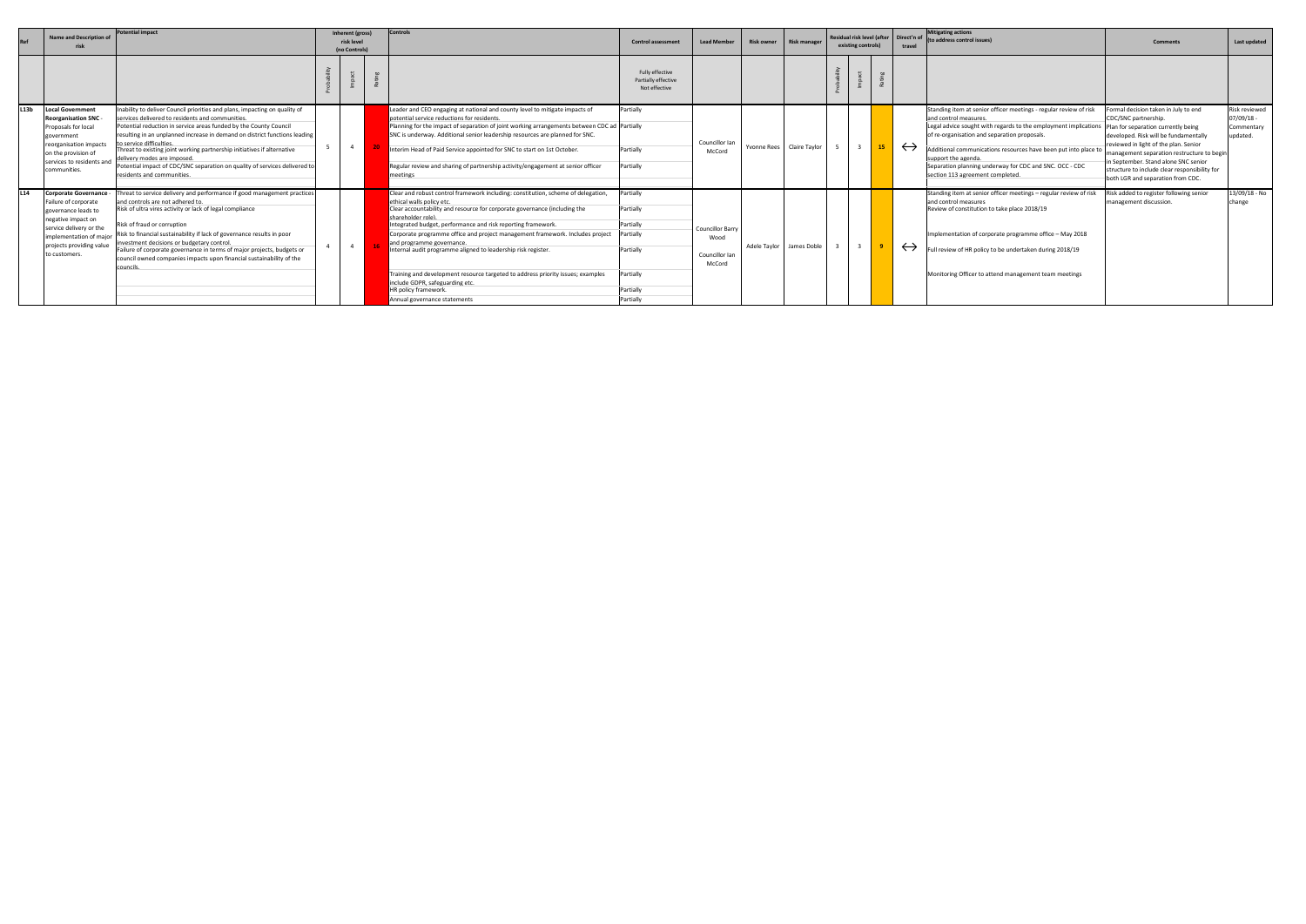| Ref | Name and Description of risk | Potential impact | Inherent (gross) risk level (no Controls) | | | Controls | Control assessment | Lead Member | Risk owner | Risk manager | Residual risk level (after existing controls) | | | Direct'n of travel | Mitigating actions (to address control issues) | Comments | Last updated |
|---|---|---|---|---|---|---|---|---|---|---|---|---|---|---|---|---|---|
| | | | Probability | Impact | Rating | | Fully effective Partially effective Not effective | | | | Probability | Impact | Rating | | | | |
| L13b | **Local Government Reorganisation SNC** - Proposals for local government reorganisation impacts on the provision of services to residents and communities. | Inability to deliver Council priorities and plans, impacting on quality of services delivered to residents and communities.<br>Potential reduction in service areas funded by the County Council resulting in an unplanned increase in demand on district functions leading to service difficulties.<br>Threat to existing joint working partnership initiatives if alternative delivery modes are imposed.<br>Potential impact of CDC/SNC separation on quality of services delivered to residents and communities. | 5 | 4 | 20 | Leader and CEO engaging at national and county level to mitigate impacts of potential service reductions for residents.<br>Planning for the impact of separation of joint working arrangements between CDC ad SNC is underway. Additional senior leadership resources are planned for SNC.<br>Interim Head of Paid Service appointed for SNC to start on 1st October.<br>Regular review and sharing of partnership activity/engagement at senior officer meetings | Partially<br>Partially<br>Partially<br>Partially | Councillor Ian McCord | Yvonne Rees | Claire Taylor | 5 | 3 | 15 | ↔ | Standing item at senior officer meetings - regular review of risk and control measures.<br>Legal advice sought with regards to the employment implications of re-organisation and separation proposals.<br>Additional communications resources have been put into place to support the agenda.<br>Separation planning underway for CDC and SNC. OCC - CDC section 113 agreement completed. | Formal decision taken in July to end CDC/SNC partnership.<br>Plan for separation currently being developed. Risk will be fundamentally reviewed in light of the plan. Senior management separation restructure to begin in September. Stand alone SNC senior structure to include clear responsibility for both LGR and separation from CDC. | Risk reviewed 07/09/18 - Commentary updated. |
| L14 | **Corporate Governance** - Failure of corporate governance leads to negative impact on service delivery or the implementation of major projects providing value to customers. | Threat to service delivery and performance if good management practices and controls are not adhered to.<br>Risk of ultra vires activity or lack of legal compliance<br>Risk of fraud or corruption<br>Risk to financial sustainability if lack of governance results in poor investment decisions or budgetary control.<br>Failure of corporate governance in terms of major projects, budgets or council owned companies impacts upon financial sustainability of the councils. | 4 | 4 | 16 | Clear and robust control framework including: constitution, scheme of delegation, ethical walls policy etc.<br>Clear accountability and resource for corporate governance (including the shareholder role).<br>Integrated budget, performance and risk reporting framework.<br>Corporate programme office and project management framework. Includes project and programme governance.<br>Internal audit programme aligned to leadership risk register.<br>Training and development resource targeted to address priority issues; examples include GDPR, safeguarding etc.<br>HR policy framework.<br>Annual governance statements | Partially<br>Partially<br>Partially<br>Partially<br>Partially<br>Partially<br>Partially<br>Partially | Councillor Barry Wood<br>Councillor Ian McCord | Adele Taylor | James Doble | 3 | 3 | 9 | ↔ | Standing item at senior officer meetings – regular review of risk and control measures<br>Review of constitution to take place 2018/19<br>Implementation of corporate programme office – May 2018<br>Full review of HR policy to be undertaken during 2018/19<br>Monitoring Officer to attend management team meetings | Risk added to register following senior management discussion. | 13/09/18 - No change |